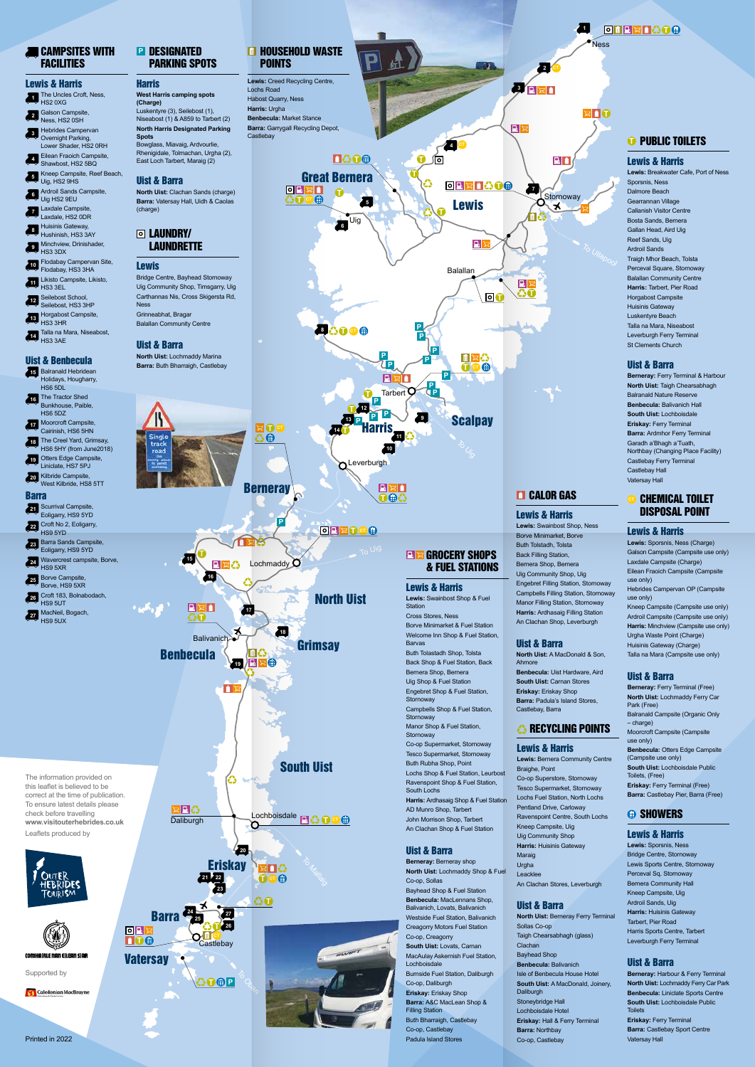# CAMPSITES WITH FACILITIES

## Lewis & Harris

1. The Uncles Croft, Ness, HS2 0XG
2. Galson Campsite, Ness, HS2 0SH
3. Hebrides Campervan Overnight Parking, Lower Shader, HS2 0RH
4. Eilean Fraoich Campsite, Shawbost, HS2 5BQ
5. Kneep Campsite, Reef Beach, Uig, HS2 9HS
6. Ardroil Sands Campsite, Uig HS2 9EU
7. Laxdale Campsite, Laxdale, HS2 0DR
8. Huisinis Gateway, Hushinish, HS3 3AY
9. Minchview, Drinishader, HS3 3DX
10. Flodabay Campervan Site, Flodabay, HS3 3HA
11. Likisto Campsite, Likisto, HS3 3EL
12. Seilebost School, Seilebost, HS3 3HP
13. Horgabost Campsite, HS3 3HR
14. Talla na Mara, Niseabost, HS3 3AE

## Uist & Benbecula

15. Balranald Hebridean Holidays, Hougharry, HS6 5DL
16. The Tractor Shed Bunkhouse, Paible, HS6 5DZ
17. Moorcroft Campsite, Cairinish, HS6 5HN
18. The Creel Yard, Grimsay, HS6 5HY (from June2018)
19. Otters Edge Campsite, Liniclate, HS7 5PJ
20. Kilbride Campsite, West Kilbride, HS8 5TT

## Barra

21. Scurrival Campsite, Eoligarry, HS9 5YD
22. Croft No 2, Eoligarry, HS9 5YD
23. Barra Sands Campsite, Eoligarry, HS9 5YD
24. Wavercrest campsite, Borve, HS9 5XR
25. Borve Campsite, Borve, HS9 5XR
26. Croft 183, Bolnabodach, HS9 5UT
27. MacNeil, Bogach, HS9 5UX

# DESIGNATED PARKING SPOTS

## Harris

**West Harris camping spots (Charge)**
Luskentyre (3), Seilebost (1), Niseabost (1) & A859 to Tarbert (2)

**North Harris Designated Parking Spots**
Bowglass, Miavaig, Ardvourlie, Rhenigidale, Tolmachan, Urgha (2), East Loch Tarbert, Maraig (2)

## Uist & Barra

**North Uist:** Clachan Sands (charge)
**Barra:** Vatersay Hall, Uidh & Caolas (charge)

# LAUNDRY/ LAUNDRETTE

## Lewis

Bridge Centre, Bayhead Stornoway
Uig Community Shop, Timsgarry, Uig
Carthannas Nis, Cross Skigersta Rd, Ness
Grinneabhat, Bragar
Balallan Community Centre

## Uist & Barra

**North Uist:** Lochmaddy Marina
**Barra:** Buth Bharraigh, Castlebay

# HOUSEHOLD WASTE POINTS

**Lewis:** Creed Recycling Centre, Lochs Road
Habost Quarry, Ness
**Harris:** Urgha
**Benbecula:** Market Stance
**Barra:** Garrygall Recycling Depot, Castlebay

# GROCERY SHOPS & FUEL STATIONS

## Lewis & Harris

**Lewis:** Swainbost Shop & Fuel Station
Cross Stores, Ness
Borve Minimarket & Fuel Station
Welcome Inn Shop & Fuel Station, Barvas
Buth Tolastadh Shop, Tolsta
Back Shop & Fuel Station, Back
Bernera Shop, Bernera
Uig Shop & Fuel Station
Engebret Shop & Fuel Station, Stornoway
Campbells Shop & Fuel Station, Stornoway
Manor Shop & Fuel Station, Stornoway
Co-op Supermarket, Stornoway
Tesco Supermarket, Stornoway
Buth Rubha Shop, Point
Lochs Shop & Fuel Station, Leurbost
Ravenspoint Shop & Fuel Station, South Lochs
**Harris:** Ardhasaig Shop & Fuel Station
AD Munro Shop, Tarbert
John Morrison Shop, Tarbert
An Clachan Shop & Fuel Station

## Uist & Barra

**Berneray:** Berneray shop
**North Uist:** Lochmaddy Shop & Fuel
Co-op, Sollas
Bayhead Shop & Fuel Station
**Benbecula:** MacLennans Shop, Balivanich, Lovats, Balivanich
Westside Fuel Station, Balivanich
Creagorry Motors Fuel Station
Co-op, Creagorry
**South Uist:** Lovats, Carnan
MacAulay Askernish Fuel Station, Lochboisdale
Burnside Fuel Station, Daliburgh
Co-op, Daliburgh
**Eriskay:** Eriskay Shop
**Barra:** A&C MacLean Shop & Filling Station
Buth Bharraigh, Castlebay
Co-op, Castlebay
Padula Island Stores

# CALOR GAS

## Lewis & Harris

**Lewis:** Swainbost Shop, Ness
Borve Minimarket, Borve
Buth Tolstadh, Tolsta
Back Filling Station,
Bernera Shop, Bernera
Uig Community Shop, Uig
Engebret Filling Station, Stornoway
Campbells Filling Station, Stornoway
Manor Filling Station, Stornoway
**Harris:** Ardhasaig Filling Station
An Clachan Shop, Leverburgh

## Uist & Barra

**North Uist:** A MacDonald & Son, Ahmore
**Benbecula:** Uist Hardware, Aird
**South Uist:** Carnan Stores
**Eriskay:** Eriskay Shop
**Barra:** Padula's Island Stores, Castlebay, Barra

# RECYCLING POINTS

## Lewis & Harris

**Lewis:** Bernera Community Centre
Braighe, Point
Co-op Superstore, Stornoway
Tesco Supermarket, Stornoway
Lochs Fuel Station, North Lochs
Pentland Drive, Carloway
Ravenspoint Centre, South Lochs
Kneep Campsite, Uig
Uig Community Shop
**Harris:** Huisinis Gateway
Maraig
Urgha
Leacklee
An Clachan Stores, Leverburgh

## Uist & Barra

**North Uist:** Berneray Ferry Terminal
Sollas Co-op
Taigh Chearsabhagh (glass)
Clachan
Bayhead Shop
**Benbecula:** Balivanich
Isle of Benbecula House Hotel
**South Uist:** A MacDonald, Joinery, Daliburgh
Stoneybridge Hall
Lochboisdale Hotel
**Eriskay:** Hall & Ferry Terminal
**Barra:** Northbay
Co-op, Castlebay

# PUBLIC TOILETS

## Lewis & Harris

**Lewis:** Breakwater Cafe, Port of Ness
Sporsnis, Ness
Dalmore Beach
Gearrannan Village
Callanish Visitor Centre
Bosta Sands, Bernera
Gallan Head, Aird Uig
Reef Sands, Uig
Ardroil Sands
Traigh Mhor Beach, Tolsta
Perceval Square, Stornoway
Balallan Community Centre
**Harris:** Tarbert, Pier Road
Horgabost Campsite
Huisinis Gateway
Luskentyre Beach
Talla na Mara, Niseabost
Leverburgh Ferry Terminal
St Clements Church

## Uist & Barra

**Berneray:** Ferry Terminal & Harbour
**North Uist:** Taigh Chearsabhagh
Balranald Nature Reserve
**Benbecula:** Balivanich Hall
**South Uist:** Lochboisdale
**Eriskay:** Ferry Terminal
**Barra:** Ardmhor Ferry Terminal
Garadh a'Bhagh a'Tuath, Northbay (Changing Place Facility)
Castlebay Ferry Terminal
Castlebay Hall
Vatersay Hall

# CHEMICAL TOILET DISPOSAL POINT

## Lewis & Harris

**Lewis:** Sporsnis, Ness (Charge)
Galson Campsite (Campsite use only)
Laxdale Campsite (Charge)
Eilean Fraoich Campsite (Campsite use only)
Hebrides Campervan OP (Campsite use only)
Kneep Campsite (Campsite use only)
Ardroil Campsite (Campsite use only)
**Harris:** Minchview (Campsite use only)
Urgha Waste Point (Charge)
Huisinis Gateway (Charge)
Talla na Mara (Campsite use only)

## Uist & Barra

**Berneray:** Ferry Terminal (Free)
**North Uist:** Lochmaddy Ferry Car Park (Free)
Balranald Campsite (Organic Only – charge)
Moorcroft Campsite (Campsite use only)
**Benbecula:** Otters Edge Campsite (Campsite use only)
**South Uist:** Lochboisdale Public Toilets, (Free)
**Eriskay:** Ferry Terminal (Free)
**Barra:** Castlebay Pier, Barra (Free)

# SHOWERS

## Lewis & Harris

**Lewis:** Sporsnis, Ness
Bridge Centre, Stornoway
Lewis Sports Centre, Stornoway
Perceval Sq, Stornoway
Bernera Community Hall
Kneep Campsite, Uig
Ardroil Sands, Uig
**Harris:** Huisinis Gateway
Tarbert, Pier Road
Harris Sports Centre, Tarbert
Leverburgh Ferry Terminal

## Uist & Barra

**Berneray:** Harbour & Ferry Terminal
**North Uist:** Lochmaddy Ferry Car Park
**Benbecula:** Liniclate Sports Centre
**South Uist:** Lochboisdale Public Toilets
**Eriskay:** Ferry Terminal
**Barra:** Castlebay Sport Centre
Vatersay Hall

---

The information provided on this leaflet is believed to be correct at the time of publication. To ensure latest details please check before travelling **www.visitouterhebrides.co.uk**

Leaflets produced by

Outer Hebrides Tourism

Comhairle nan Eilean Siar

Supported by

Caledonian MacBrayne

Printed in 2022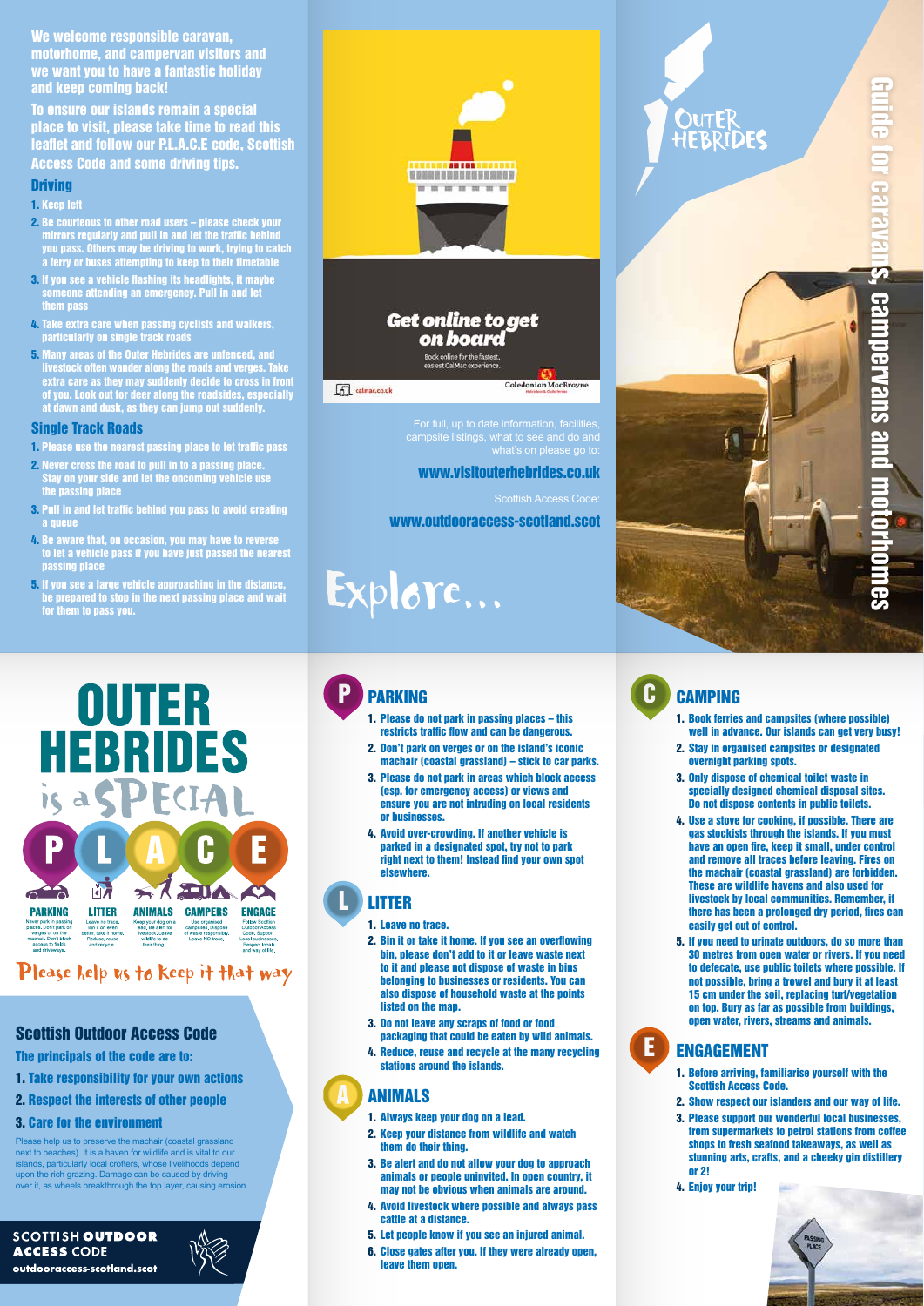We welcome responsible caravan, motorhome, and campervan visitors and we want you to have a fantastic holiday and keep coming back!

To ensure our islands remain a special place to visit, please take time to read this leaflet and follow our P.L.A.C.E code, Scottish Access Code and some driving tips.

## Driving

1. Keep left
2. Be courteous to other road users – please check your mirrors regularly and pull in and let the traffic behind you pass. Others may be driving to work, trying to catch a ferry or buses attempting to keep to their timetable
3. If you see a vehicle flashing its headlights, it maybe someone attending an emergency. Pull in and let them pass
4. Take extra care when passing cyclists and walkers, particularly on single track roads
5. Many areas of the Outer Hebrides are unfenced, and livestock often wander along the roads and verges. Take extra care as they may suddenly decide to cross in front of you. Look out for deer along the roadsides, especially at dawn and dusk, as they can jump out suddenly.

## Single Track Roads

1. Please use the nearest passing place to let traffic pass
2. Never cross the road to pull in to a passing place. Stay on your side and let the oncoming vehicle use the passing place
3. Pull in and let traffic behind you pass to avoid creating a queue
4. Be aware that, on occasion, you may have to reverse to let a vehicle pass if you have just passed the nearest passing place
5. If you see a large vehicle approaching in the distance, be prepared to stop in the next passing place and wait for them to pass you.

**Get online to get on board**

Book online for the fastest, easiest CalMac experience.

calmac.co.uk

Caledonian MacBrayne

For full, up to date information, facilities, campsite listings, what to see and do and what's on please go to:

**www.visitouterhebrides.co.uk**

Scottish Access Code:

**www.outdooraccess-scotland.scot**

Explore...

OUTER HEBRIDES

# Guide for caravans, campervans and motorhomes

# OUTER HEBRIDES is a SPECIAL P L A C E

**PARKING** Never park in passing places. Don't park on verges or on the machair. Don't block access to fields and driveways.

**LITTER** Leave no trace. Bin it or, even better, take it home. Reduce, reuse and recycle.

**ANIMALS** Keep your dog on a lead. Be alert for livestock. Leave wildlife to do their thing.

**CAMPERS** Use organised campsites. Dispose of waste responsibly. Leave NO trace.

**ENGAGE** Follow Scottish Outdoor Access Code. Support Local Businesses. Respect locals and way of life.

Please help us to keep it that way

## Scottish Outdoor Access Code

**The principals of the code are to:**

1. Take responsibility for your own actions
2. Respect the interests of other people
3. Care for the environment

Please help us to preserve the machair (coastal grassland next to beaches). It is a haven for wildlife and is vital to our islands, particularly local crofters, whose livelihoods depend upon the rich grazing. Damage can be caused by driving over it, as wheels breakthrough the top layer, causing erosion.

SCOTTISH OUTDOOR ACCESS CODE
outdooraccess-scotland.scot

## P PARKING

1. Please do not park in passing places – this restricts traffic flow and can be dangerous.
2. Don't park on verges or on the island's iconic machair (coastal grassland) – stick to car parks.
3. Please do not park in areas which block access (esp. for emergency access) or views and ensure you are not intruding on local residents or businesses.
4. Avoid over-crowding. If another vehicle is parked in a designated spot, try not to park right next to them! Instead find your own spot elsewhere.

## L LITTER

1. Leave no trace.
2. Bin it or take it home. If you see an overflowing bin, please don't add to it or leave waste next to it and please not dispose of waste in bins belonging to businesses or residents. You can also dispose of household waste at the points listed on the map.
3. Do not leave any scraps of food or food packaging that could be eaten by wild animals.
4. Reduce, reuse and recycle at the many recycling stations around the islands.

## A ANIMALS

1. Always keep your dog on a lead.
2. Keep your distance from wildlife and watch them do their thing.
3. Be alert and do not allow your dog to approach animals or people uninvited. In open country, it may not be obvious when animals are around.
4. Avoid livestock where possible and always pass cattle at a distance.
5. Let people know if you see an injured animal.
6. Close gates after you. If they were already open, leave them open.

## C CAMPING

1. Book ferries and campsites (where possible) well in advance. Our islands can get very busy!
2. Stay in organised campsites or designated overnight parking spots.
3. Only dispose of chemical toilet waste in specially designed chemical disposal sites. Do not dispose contents in public toilets.
4. Use a stove for cooking, if possible. There are gas stockists through the islands. If you must have an open fire, keep it small, under control and remove all traces before leaving. Fires on the machair (coastal grassland) are forbidden. These are wildlife havens and also used for livestock by local communities. Remember, if there has been a prolonged dry period, fires can easily get out of control.
5. If you need to urinate outdoors, do so more than 30 metres from open water or rivers. If you need to defecate, use public toilets where possible. If not possible, bring a trowel and bury it at least 15 cm under the soil, replacing turf/vegetation on top. Bury as far as possible from buildings, open water, rivers, streams and animals.

## E ENGAGEMENT

1. Before arriving, familiarise yourself with the Scottish Access Code.
2. Show respect our islanders and our way of life.
3. Please support our wonderful local businesses, from supermarkets to petrol stations from coffee shops to fresh seafood takeaways, as well as stunning arts, crafts, and a cheeky gin distillery or 2!
4. Enjoy your trip!